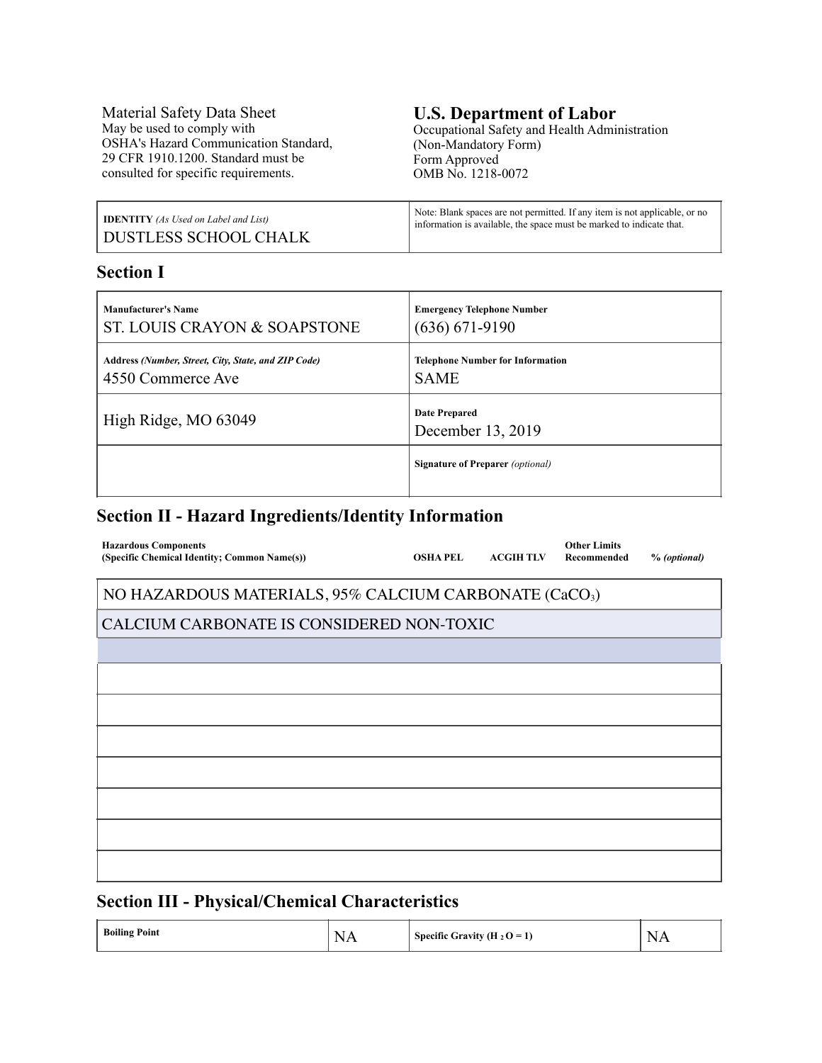Material Safety Data Sheet
May be used to comply with
OSHA's Hazard Communication Standard,
29 CFR 1910.1200. Standard must be
consulted for specific requirements.

**U.S. Department of Labor**
Occupational Safety and Health Administration
(Non-Mandatory Form)
Form Approved
OMB No. 1218-0072

| | |
|---|---|
| **IDENTITY** *(As Used on Label and List)*<br>DUSTLESS SCHOOL CHALK | Note: Blank spaces are not permitted. If any item is not applicable, or no information is available, the space must be marked to indicate that. |

## Section I

| | |
|---|---|
| **Manufacturer's Name**<br>ST. LOUIS CRAYON & SOAPSTONE | **Emergency Telephone Number**<br>(636) 671-9190 |
| **Address** ***(Number, Street, City, State, and ZIP Code)***<br>4550 Commerce Ave | **Telephone Number for Information**<br>SAME |
| High Ridge, MO 63049 | **Date Prepared**<br>December 13, 2019 |
| | **Signature of Preparer** *(optional)* |

## Section II - Hazard Ingredients/Identity Information

| **Hazardous Components (Specific Chemical Identity; Common Name(s))** | **OSHA PEL** | **ACGIH TLV** | **Other Limits Recommended** | **%** ***(optional)*** |
|---|---|---|---|---|
| NO HAZARDOUS MATERIALS, 95% CALCIUM CARBONATE ($CaCO_3$) | | | | |
| CALCIUM CARBONATE IS CONSIDERED NON-TOXIC | | | | |
| | | | | |
| | | | | |
| | | | | |
| | | | | |
| | | | | |
| | | | | |
| | | | | |

## Section III - Physical/Chemical Characteristics

| | | | |
|---|---|---|---|
| **Boiling Point** | NA | **Specific Gravity ($H_2O$ = 1)** | NA |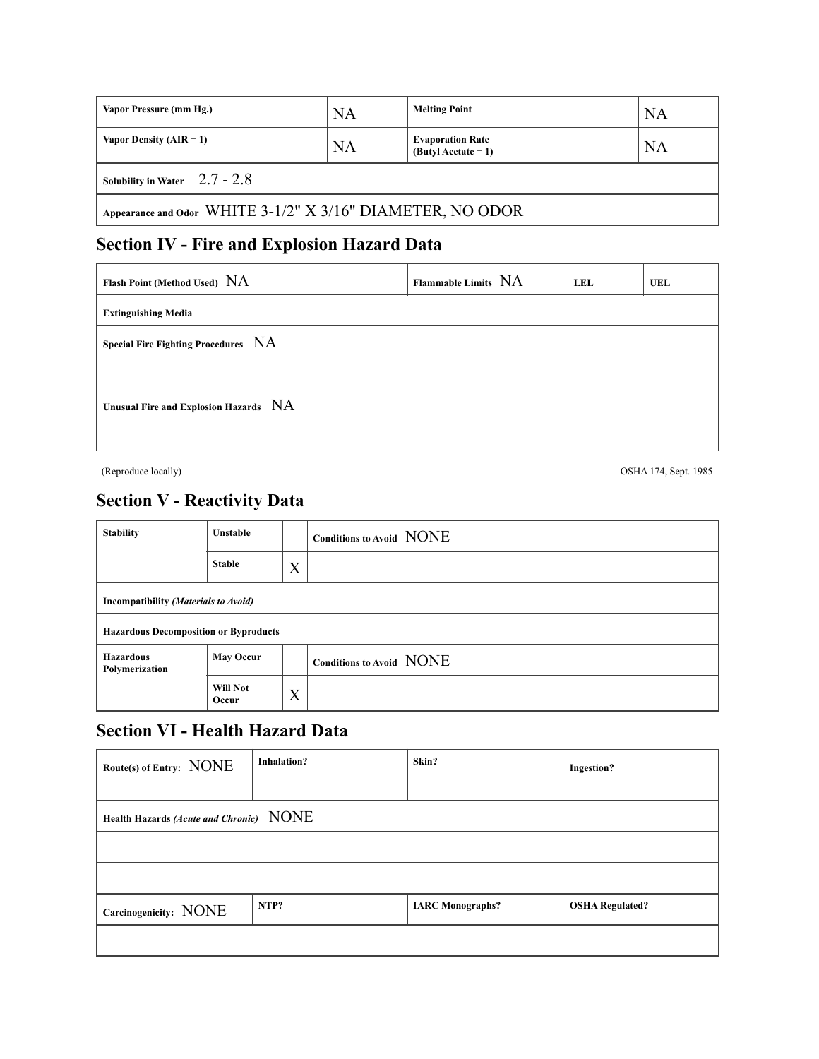| | | | |
|---|---|---|---|
| **Vapor Pressure (mm Hg.)** | NA | **Melting Point** | NA |
| **Vapor Density (AIR = 1)** | NA | **Evaporation Rate (Butyl Acetate = 1)** | NA |
| **Solubility in Water** 2.7 - 2.8 | | | |
| **Appearance and Odor** WHITE 3-1/2" X 3/16" DIAMETER, NO ODOR | | | |

## Section IV - Fire and Explosion Hazard Data

| | | | |
|---|---|---|---|
| **Flash Point (Method Used)** NA | **Flammable Limits** NA | **LEL** | **UEL** |
| **Extinguishing Media** | | | |
| **Special Fire Fighting Procedures** NA | | | |
| | | | |
| **Unusual Fire and Explosion Hazards** NA | | | |
| | | | |

(Reproduce locally) OSHA 174, Sept. 1985

## Section V - Reactivity Data

| | | | |
|---|---|---|---|
| **Stability** | **Unstable** | | **Conditions to Avoid** NONE |
| | **Stable** | X | |
| **Incompatibility** ***(Materials to Avoid)*** | | | |
| **Hazardous Decomposition or Byproducts** | | | |
| **Hazardous Polymerization** | **May Occur** | | **Conditions to Avoid** NONE |
| | **Will Not Occur** | X | |

## Section VI - Health Hazard Data

| | | | |
|---|---|---|---|
| **Route(s) of Entry:** NONE | **Inhalation?** | **Skin?** | **Ingestion?** |
| **Health Hazards** ***(Acute and Chronic)*** NONE | | | |
| | | | |
| | | | |
| **Carcinogenicity:** NONE | **NTP?** | **IARC Monographs?** | **OSHA Regulated?** |
| | | | |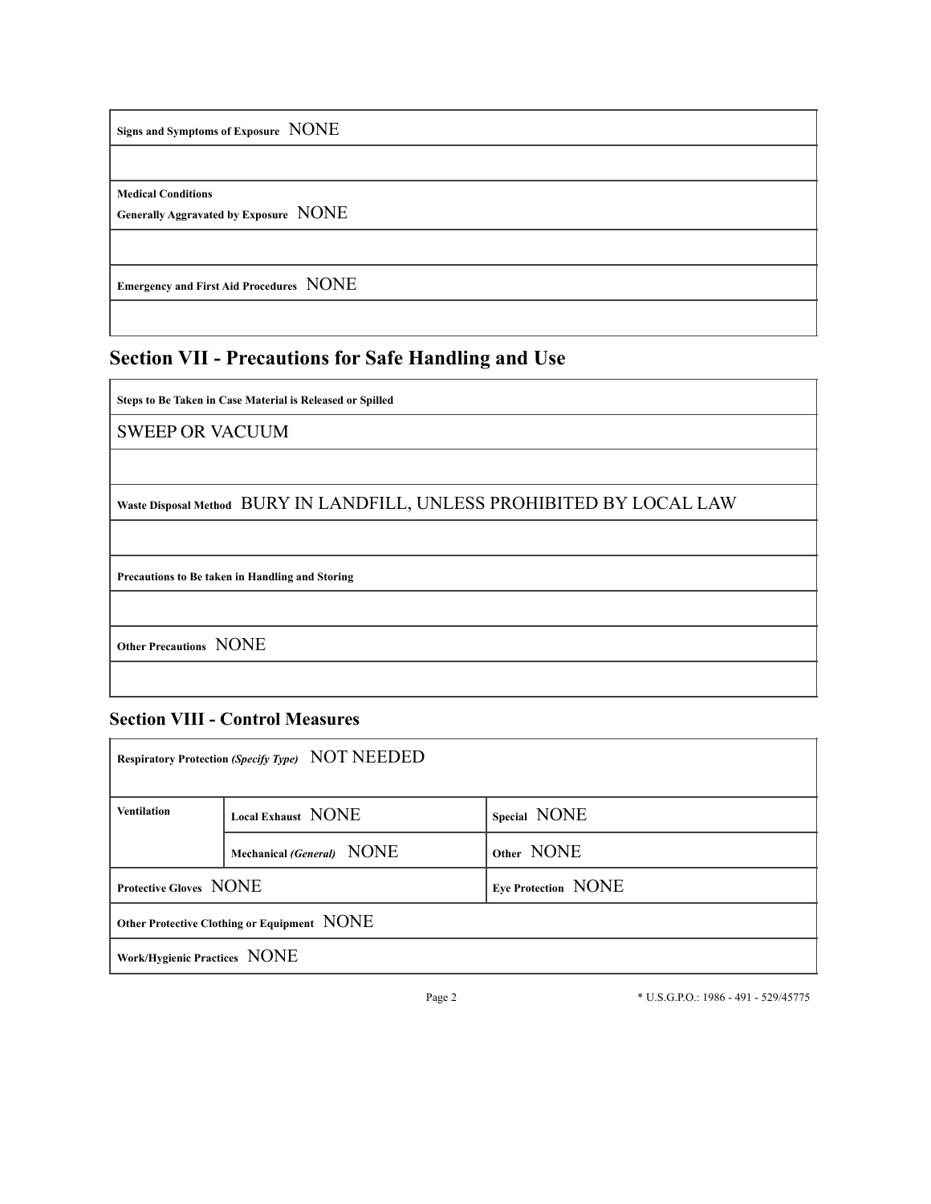| |
|---|
| **Signs and Symptoms of Exposure** NONE |
| |
| **Medical Conditions Generally Aggravated by Exposure** NONE |
| |
| **Emergency and First Aid Procedures** NONE |
| |

## Section VII - Precautions for Safe Handling and Use

| |
|---|
| **Steps to Be Taken in Case Material is Released or Spilled** |
| SWEEP OR VACUUM |
| |
| **Waste Disposal Method** BURY IN LANDFILL, UNLESS PROHIBITED BY LOCAL LAW |
| |
| **Precautions to Be taken in Handling and Storing** |
| |
| **Other Precautions** NONE |
| |

## Section VIII - Control Measures

| | | |
|---|---|---|
| **Respiratory Protection** ***(Specify Type)*** NOT NEEDED | | |
| **Ventilation** | **Local Exhaust** NONE | **Special** NONE |
| | **Mechanical** ***(General)*** NONE | **Other** NONE |
| **Protective Gloves** NONE | | **Eye Protection** NONE |
| **Other Protective Clothing or Equipment** NONE | | |
| **Work/Hygienic Practices** NONE | | |

* U.S.G.P.O.: 1986 - 491 - 529/45775